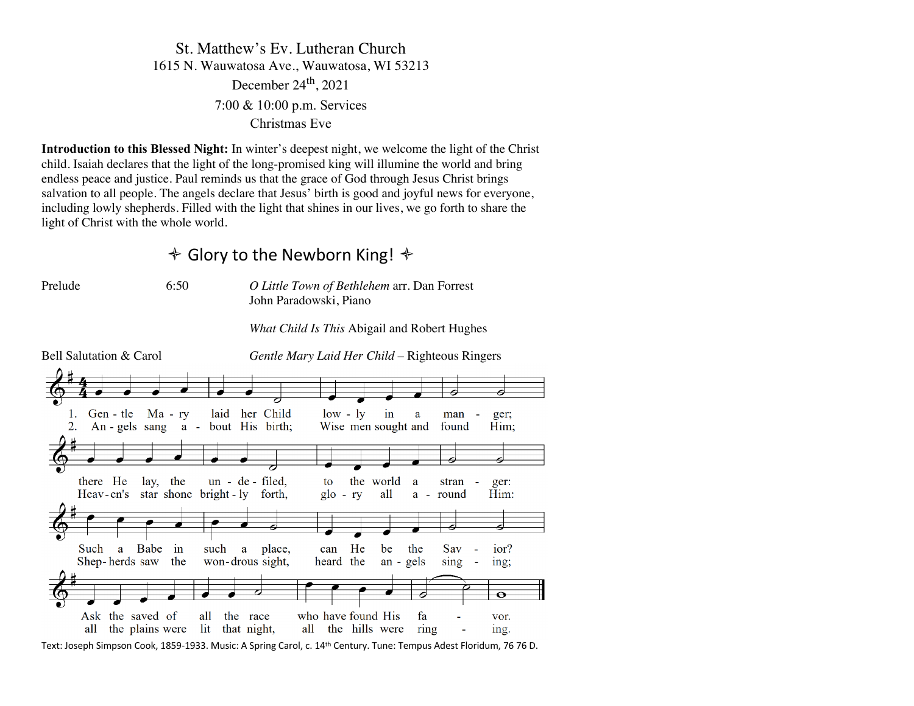St. Matthew's Ev. Lutheran Church
1615 N. Wauwatosa Ave., Wauwatosa, WI 53213
December 24th, 2021
7:00 & 10:00 p.m. Services
Christmas Eve

**Introduction to this Blessed Night:** In winter's deepest night, we welcome the light of the Christ child. Isaiah declares that the light of the long-promised king will illumine the world and bring endless peace and justice. Paul reminds us that the grace of God through Jesus Christ brings salvation to all people. The angels declare that Jesus' birth is good and joyful news for everyone, including lowly shepherds. Filled with the light that shines in our lives, we go forth to share the light of Christ with the whole world.

## ✧ Glory to the Newborn King! ✧

Prelude 6:50 *O Little Town of Bethlehem* arr. Dan Forrest
John Paradowski, Piano

*What Child Is This* Abigail and Robert Hughes

Bell Salutation & Carol *Gentle Mary Laid Her Child* – Righteous Ringers

1. Gen - tle Ma - ry laid her Child low - ly in a man - ger;
there He lay, the un - de - filed, to the world a stran - ger:
Such a Babe in such a place, can He be the Sav - ior?
Ask the saved of all the race who have found His fa - vor.

2. An - gels sang a - bout His birth; Wise men sought and found Him;
Heav - en's star shone bright - ly forth, glo - ry all a - round Him:
Shep - herds saw the won - drous sight, heard the an - gels sing - ing;
all the plains were lit that night, all the hills were ring - ing.

Text: Joseph Simpson Cook, 1859-1933. Music: A Spring Carol, c. 14th Century. Tune: Tempus Adest Floridum, 76 76 D.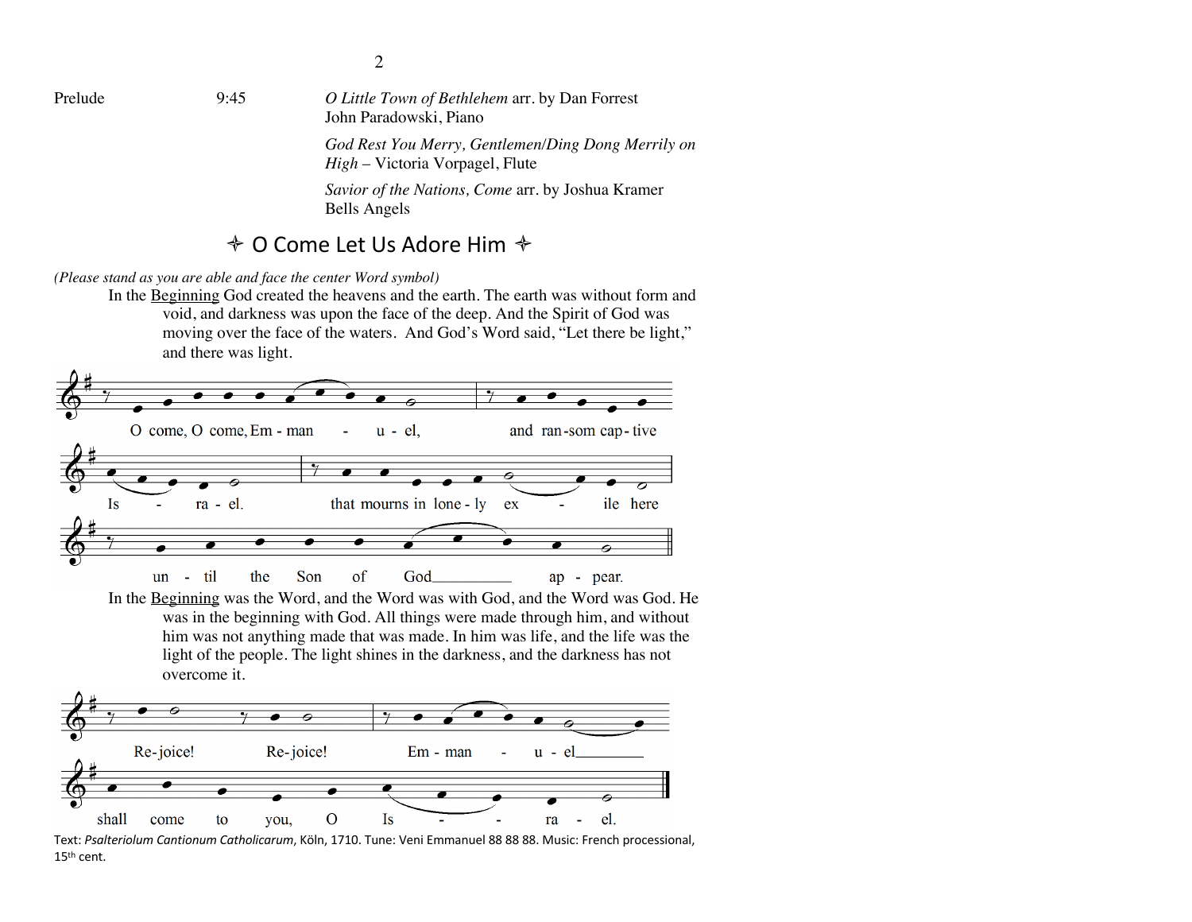| Prelude | 9:45 | *O Little Town of Bethlehem* arr. by Dan Forrest<br>John Paradowski, Piano |
| --- | --- | --- |
| | | *God Rest You Merry, Gentlemen/Ding Dong Merrily on High* – Victoria Vorpagel, Flute |
| | | *Savior of the Nations, Come* arr. by Joshua Kramer<br>Bells Angels |

## ✧ O Come Let Us Adore Him ✧

*(Please stand as you are able and face the center Word symbol)*

In the Beginning God created the heavens and the earth. The earth was without form and void, and darkness was upon the face of the deep. And the Spirit of God was moving over the face of the waters. And God's Word said, "Let there be light," and there was light.

O come, O come, Em - man - u - el, and ran-som cap-tive Is - ra - el. that mourns in lone-ly ex - ile here un - til the Son of God ap - pear.

In the Beginning was the Word, and the Word was with God, and the Word was God. He was in the beginning with God. All things were made through him, and without him was not anything made that was made. In him was life, and the life was the light of the people. The light shines in the darkness, and the darkness has not overcome it.

Re-joice! Re-joice! Em - man - u - el shall come to you, O Is - ra - el.

Text: *Psalteriolum Cantionum Catholicarum*, Köln, 1710. Tune: Veni Emmanuel 88 88 88. Music: French processional, 15th cent.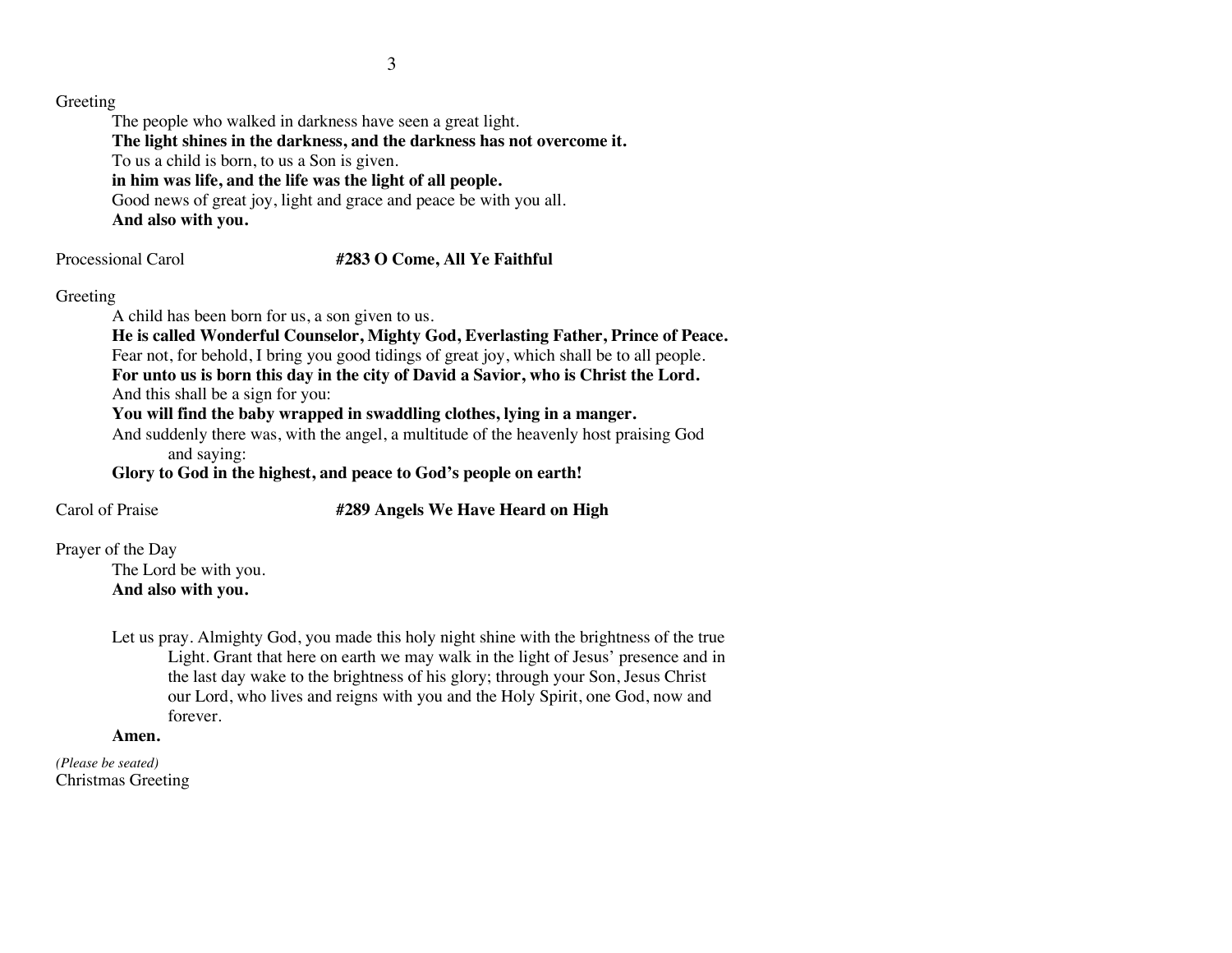Greeting

The people who walked in darkness have seen a great light.
**The light shines in the darkness, and the darkness has not overcome it.**
To us a child is born, to us a Son is given.
**in him was life, and the life was the light of all people.**
Good news of great joy, light and grace and peace be with you all.
**And also with you.**

Processional Carol **#283 O Come, All Ye Faithful**

Greeting

A child has been born for us, a son given to us.
**He is called Wonderful Counselor, Mighty God, Everlasting Father, Prince of Peace.**
Fear not, for behold, I bring you good tidings of great joy, which shall be to all people.
**For unto us is born this day in the city of David a Savior, who is Christ the Lord.**
And this shall be a sign for you:
**You will find the baby wrapped in swaddling clothes, lying in a manger.**
And suddenly there was, with the angel, a multitude of the heavenly host praising God and saying:
**Glory to God in the highest, and peace to God's people on earth!**

Carol of Praise **#289 Angels We Have Heard on High**

Prayer of the Day

The Lord be with you.
**And also with you.**

Let us pray. Almighty God, you made this holy night shine with the brightness of the true Light. Grant that here on earth we may walk in the light of Jesus' presence and in the last day wake to the brightness of his glory; through your Son, Jesus Christ our Lord, who lives and reigns with you and the Holy Spirit, one God, now and forever.
**Amen.**

*(Please be seated)*
Christmas Greeting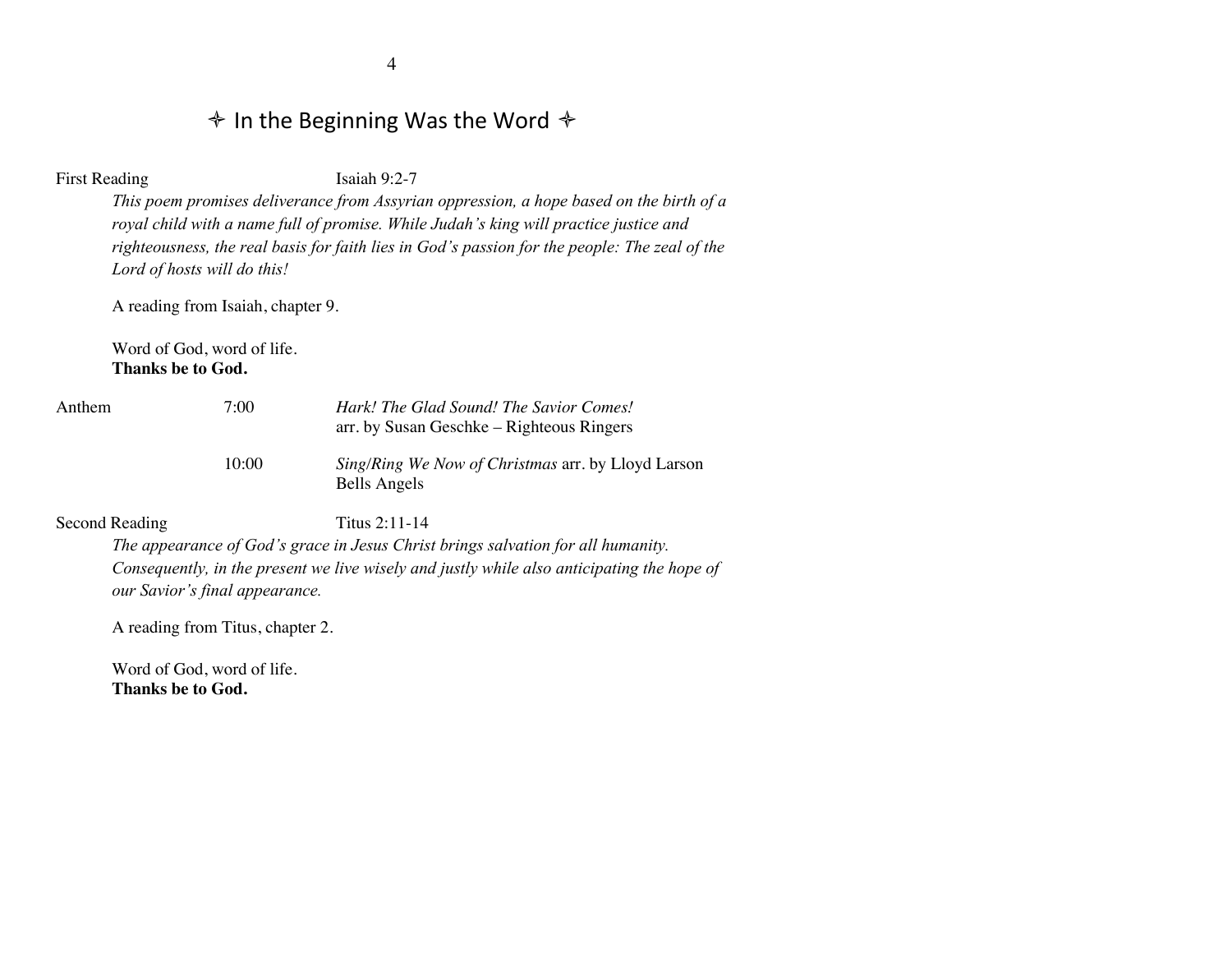## ✧ In the Beginning Was the Word ✧

First Reading — Isaiah 9:2-7

*This poem promises deliverance from Assyrian oppression, a hope based on the birth of a royal child with a name full of promise. While Judah's king will practice justice and righteousness, the real basis for faith lies in God's passion for the people: The zeal of the Lord of hosts will do this!*

A reading from Isaiah, chapter 9.

Word of God, word of life.
**Thanks be to God.**

| Anthem | 7:00 | *Hark! The Glad Sound! The Savior Comes!* arr. by Susan Geschke – Righteous Ringers |
|---|---|---|
| | 10:00 | *Sing/Ring We Now of Christmas* arr. by Lloyd Larson Bells Angels |

Second Reading — Titus 2:11-14

*The appearance of God's grace in Jesus Christ brings salvation for all humanity. Consequently, in the present we live wisely and justly while also anticipating the hope of our Savior's final appearance.*

A reading from Titus, chapter 2.

Word of God, word of life.
**Thanks be to God.**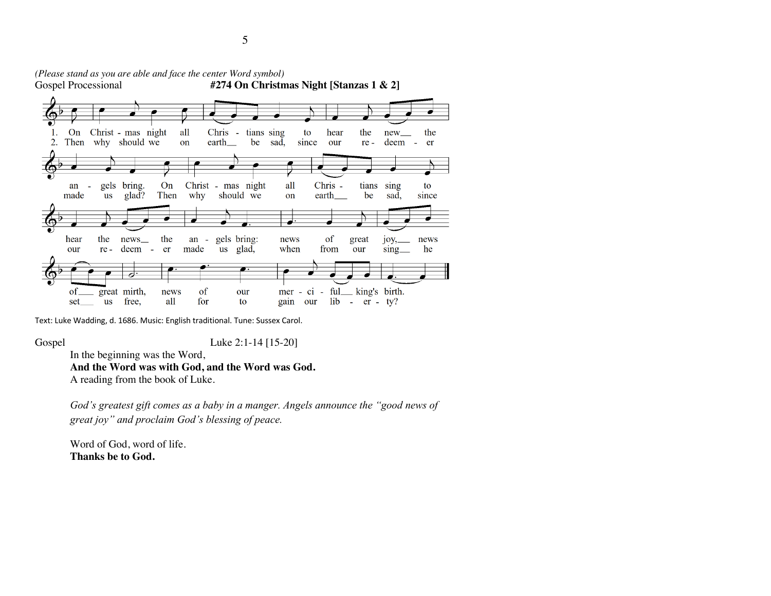*(Please stand as you are able and face the center Word symbol)*

Gospel Processional **#274 On Christmas Night [Stanzas 1 & 2]**

1. On Christmas night all Christians sing to hear the new the angels bring. On Christmas night all Christians sing to hear the news the angels bring: news of great joy, news of great mirth, news of our merciful king's birth.
2. Then why should we on earth be sad, since our redeemer made us glad? Then why should we on earth be sad, since our redeemer made us glad, when from our sing he set us free, all for to gain our liberty?

Text: Luke Wadding, d. 1686. Music: English traditional. Tune: Sussex Carol.

Gospel Luke 2:1-14 [15-20]

In the beginning was the Word,
**And the Word was with God, and the Word was God.**
A reading from the book of Luke.

*God's greatest gift comes as a baby in a manger. Angels announce the "good news of great joy" and proclaim God's blessing of peace.*

Word of God, word of life.
**Thanks be to God.**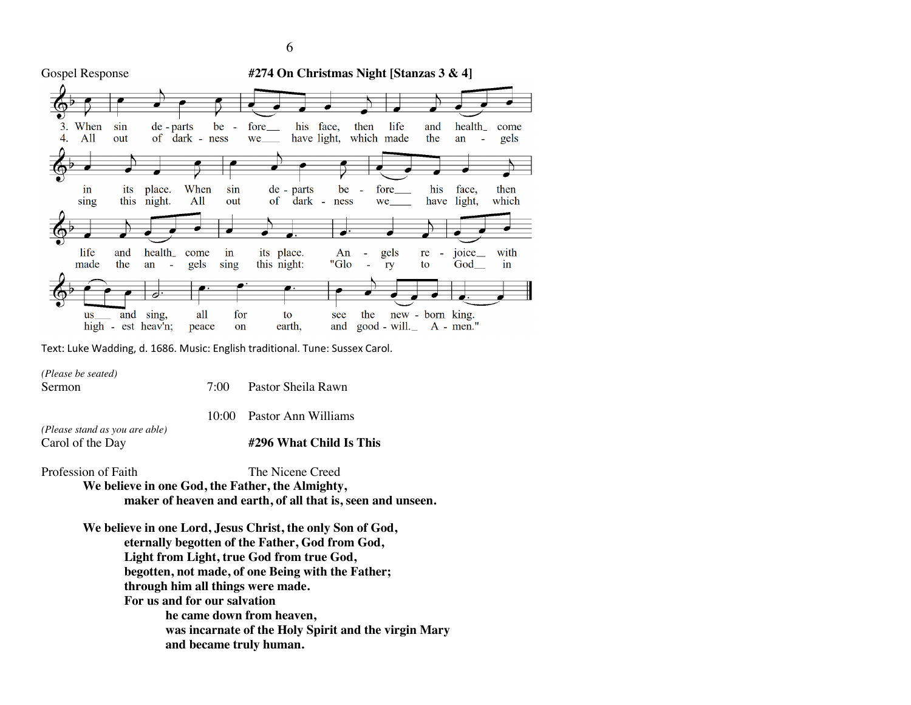Gospel Response **#274 On Christmas Night [Stanzas 3 & 4]**

3. When sin departs before his face, then life and health come in its place. When sin departs before his face, then life and health come in its place. Angels rejoice with us and sing, all for to see the newborn king.

4. All out of darkness we have light, which made the angels sing this night. All out of darkness we have light, which made the angels sing this night: "Glory to God in highest heav'n; peace on earth, and goodwill. Amen."

Text: Luke Wadding, d. 1686. Music: English traditional. Tune: Sussex Carol.

*(Please be seated)*

Sermon 7:00 Pastor Sheila Rawn

10:00 Pastor Ann Williams

*(Please stand as you are able)*

Carol of the Day **#296 What Child Is This**

Profession of Faith The Nicene Creed

**We believe in one God, the Father, the Almighty,**
**maker of heaven and earth, of all that is, seen and unseen.**

**We believe in one Lord, Jesus Christ, the only Son of God,**
**eternally begotten of the Father, God from God,**
**Light from Light, true God from true God,**
**begotten, not made, of one Being with the Father;**
**through him all things were made.**
**For us and for our salvation**
**he came down from heaven,**
**was incarnate of the Holy Spirit and the virgin Mary**
**and became truly human.**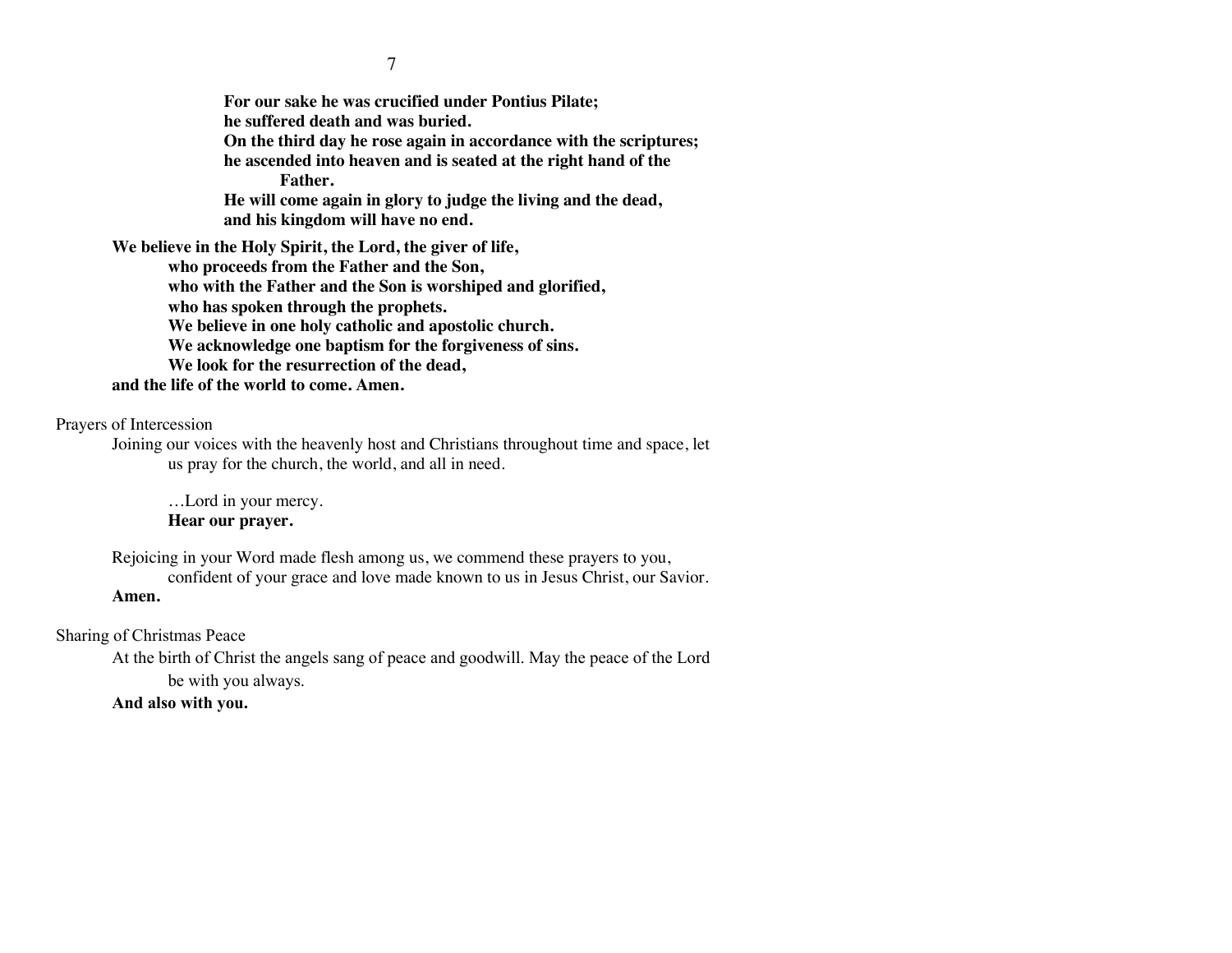**For our sake he was crucified under Pontius Pilate;**
**he suffered death and was buried.**
**On the third day he rose again in accordance with the scriptures;**
**he ascended into heaven and is seated at the right hand of the Father.**
**He will come again in glory to judge the living and the dead,**
**and his kingdom will have no end.**

**We believe in the Holy Spirit, the Lord, the giver of life,**
**who proceeds from the Father and the Son,**
**who with the Father and the Son is worshiped and glorified,**
**who has spoken through the prophets.**
**We believe in one holy catholic and apostolic church.**
**We acknowledge one baptism for the forgiveness of sins.**
**We look for the resurrection of the dead,**
**and the life of the world to come. Amen.**

Prayers of Intercession

Joining our voices with the heavenly host and Christians throughout time and space, let us pray for the church, the world, and all in need.

…Lord in your mercy.
**Hear our prayer.**

Rejoicing in your Word made flesh among us, we commend these prayers to you, confident of your grace and love made known to us in Jesus Christ, our Savior.
**Amen.**

Sharing of Christmas Peace

At the birth of Christ the angels sang of peace and goodwill. May the peace of the Lord be with you always.
**And also with you.**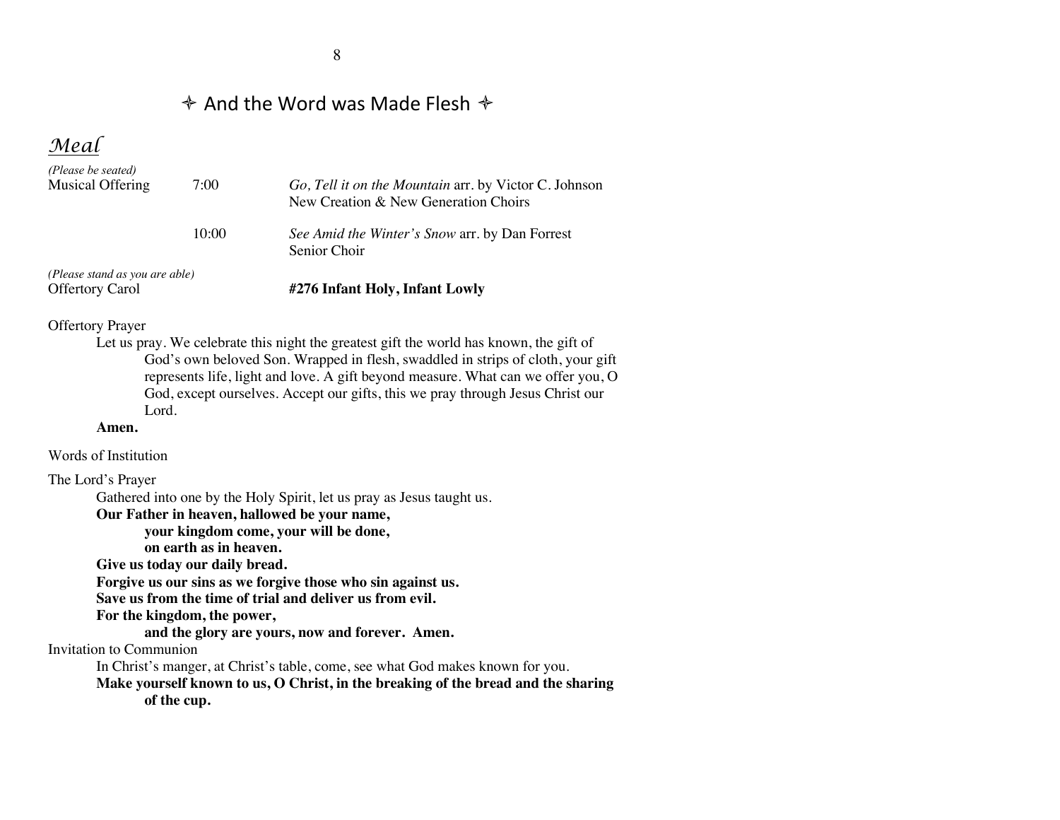## ✧ And the Word was Made Flesh ✧

### *Meal*

*(Please be seated)*

Musical Offering 7:00 *Go, Tell it on the Mountain* arr. by Victor C. Johnson
New Creation & New Generation Choirs

10:00 *See Amid the Winter's Snow* arr. by Dan Forrest
Senior Choir

*(Please stand as you are able)*

Offertory Carol **#276 Infant Holy, Infant Lowly**

Offertory Prayer

Let us pray. We celebrate this night the greatest gift the world has known, the gift of God's own beloved Son. Wrapped in flesh, swaddled in strips of cloth, your gift represents life, light and love. A gift beyond measure. What can we offer you, O God, except ourselves. Accept our gifts, this we pray through Jesus Christ our Lord.

**Amen.**

Words of Institution

The Lord's Prayer

Gathered into one by the Holy Spirit, let us pray as Jesus taught us.

**Our Father in heaven, hallowed be your name,**
**your kingdom come, your will be done,**
**on earth as in heaven.**
**Give us today our daily bread.**
**Forgive us our sins as we forgive those who sin against us.**
**Save us from the time of trial and deliver us from evil.**
**For the kingdom, the power,**
**and the glory are yours, now and forever. Amen.**

Invitation to Communion

In Christ's manger, at Christ's table, come, see what God makes known for you.

**Make yourself known to us, O Christ, in the breaking of the bread and the sharing of the cup.**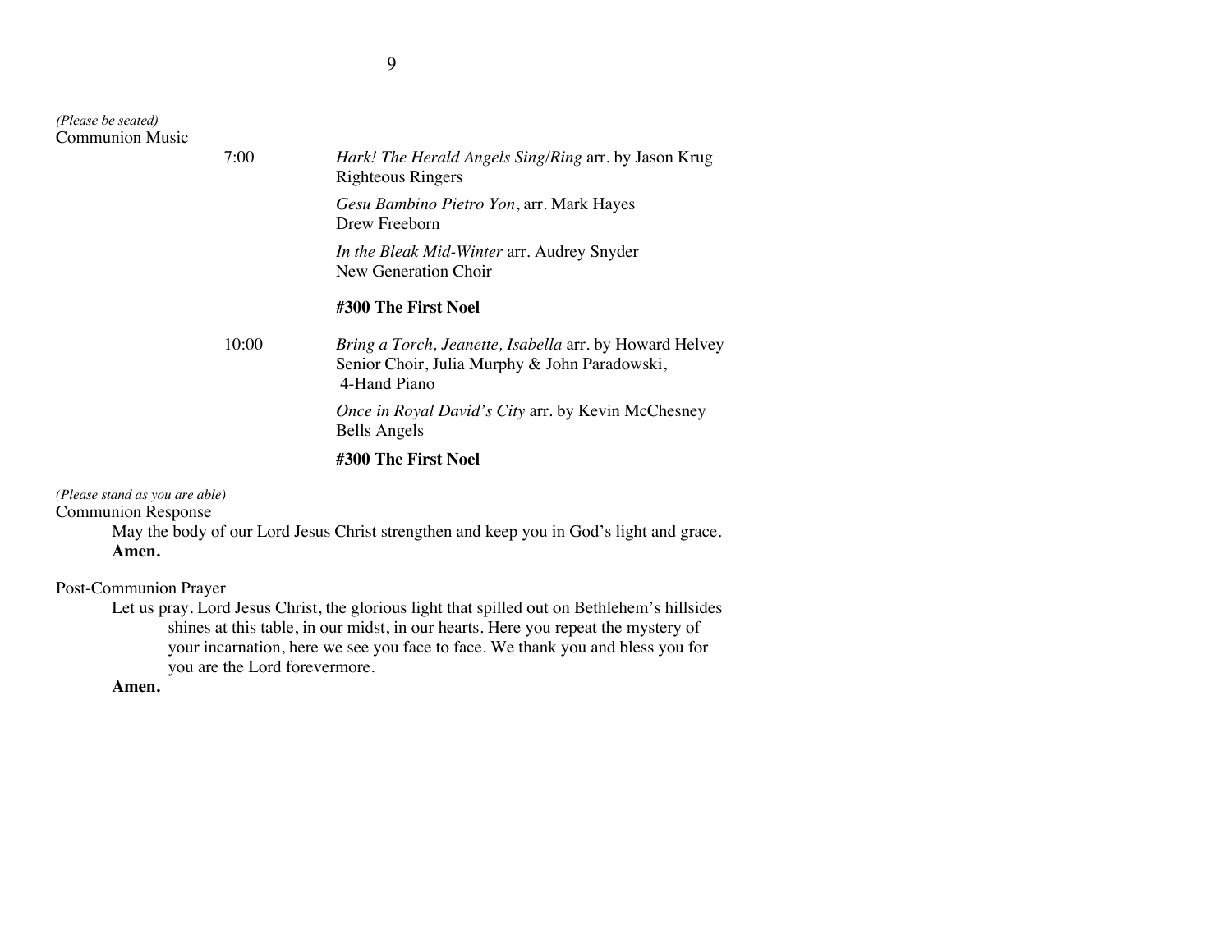*(Please be seated)*
Communion Music

7:00

*Hark! The Herald Angels Sing/Ring* arr. by Jason Krug
Righteous Ringers

*Gesu Bambino Pietro Yon*, arr. Mark Hayes
Drew Freeborn

*In the Bleak Mid-Winter* arr. Audrey Snyder
New Generation Choir

**#300 The First Noel**

10:00

*Bring a Torch, Jeanette, Isabella* arr. by Howard Helvey
Senior Choir, Julia Murphy & John Paradowski,
4-Hand Piano

*Once in Royal David's City* arr. by Kevin McChesney
Bells Angels

**#300 The First Noel**

*(Please stand as you are able)*
Communion Response

May the body of our Lord Jesus Christ strengthen and keep you in God's light and grace.
**Amen.**

Post-Communion Prayer

Let us pray. Lord Jesus Christ, the glorious light that spilled out on Bethlehem's hillsides shines at this table, in our midst, in our hearts. Here you repeat the mystery of your incarnation, here we see you face to face. We thank you and bless you for you are the Lord forevermore.
**Amen.**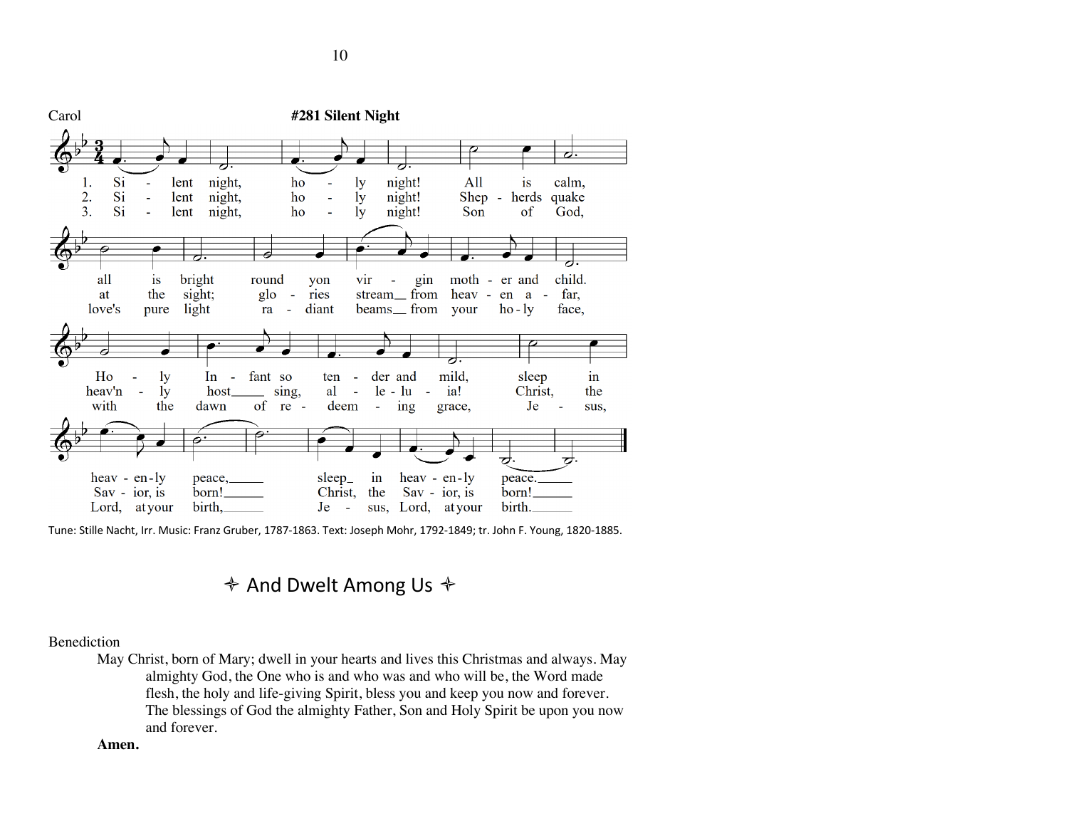Carol **#281 Silent Night**

1. Si - lent night, ho - ly night! All is calm, all is bright round yon vir - gin moth - er and child. Ho - ly In - fant so ten - der and mild, sleep in heav - en - ly peace, sleep in heav - en - ly peace.
2. Si - lent night, ho - ly night! Shep - herds quake at the sight; glo - ries stream from heav - en a - far, heav'n - ly host sing, al - le - lu - ia! Christ, the Sav - ior, is born! Christ, the Sav - ior, is born!
3. Si - lent night, ho - ly night! Son of God, love's pure light ra - diant beams from your ho - ly face, with the dawn of re - deem - ing grace, Je - sus, Lord, at your birth, Je - sus, Lord, at your birth.

Tune: Stille Nacht, Irr. Music: Franz Gruber, 1787-1863. Text: Joseph Mohr, 1792-1849; tr. John F. Young, 1820-1885.

## ✧ And Dwelt Among Us ✧

Benediction

May Christ, born of Mary; dwell in your hearts and lives this Christmas and always. May almighty God, the One who is and who was and who will be, the Word made flesh, the holy and life-giving Spirit, bless you and keep you now and forever. The blessings of God the almighty Father, Son and Holy Spirit be upon you now and forever.

**Amen.**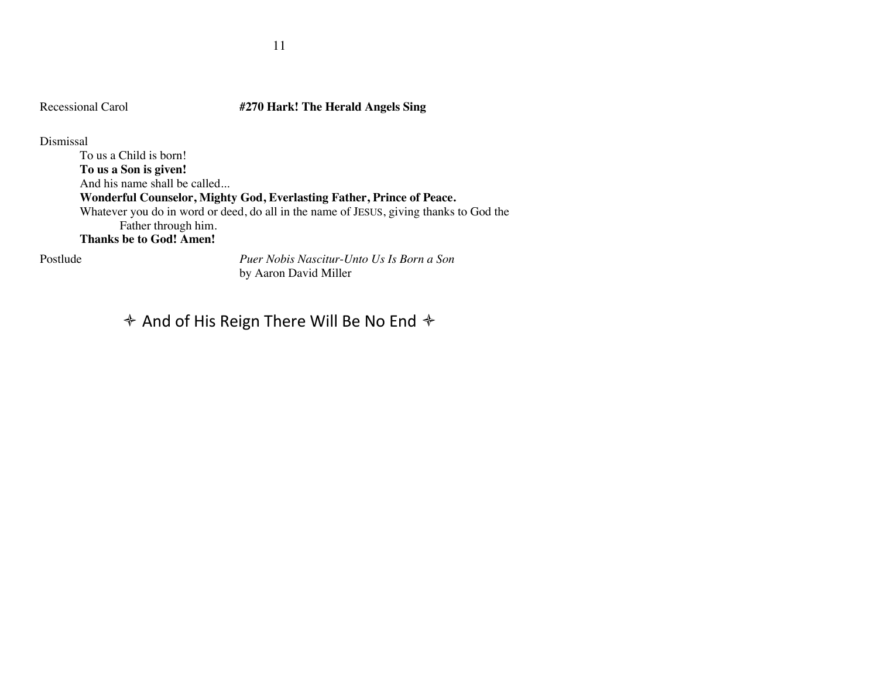Recessional Carol **#270 Hark! The Herald Angels Sing**

Dismissal

To us a Child is born!
**To us a Son is given!**
And his name shall be called...
**Wonderful Counselor, Mighty God, Everlasting Father, Prince of Peace.**
Whatever you do in word or deed, do all in the name of JESUS, giving thanks to God the Father through him.
**Thanks be to God! Amen!**

Postlude *Puer Nobis Nascitur-Unto Us Is Born a Son*
by Aaron David Miller

✧ And of His Reign There Will Be No End ✧